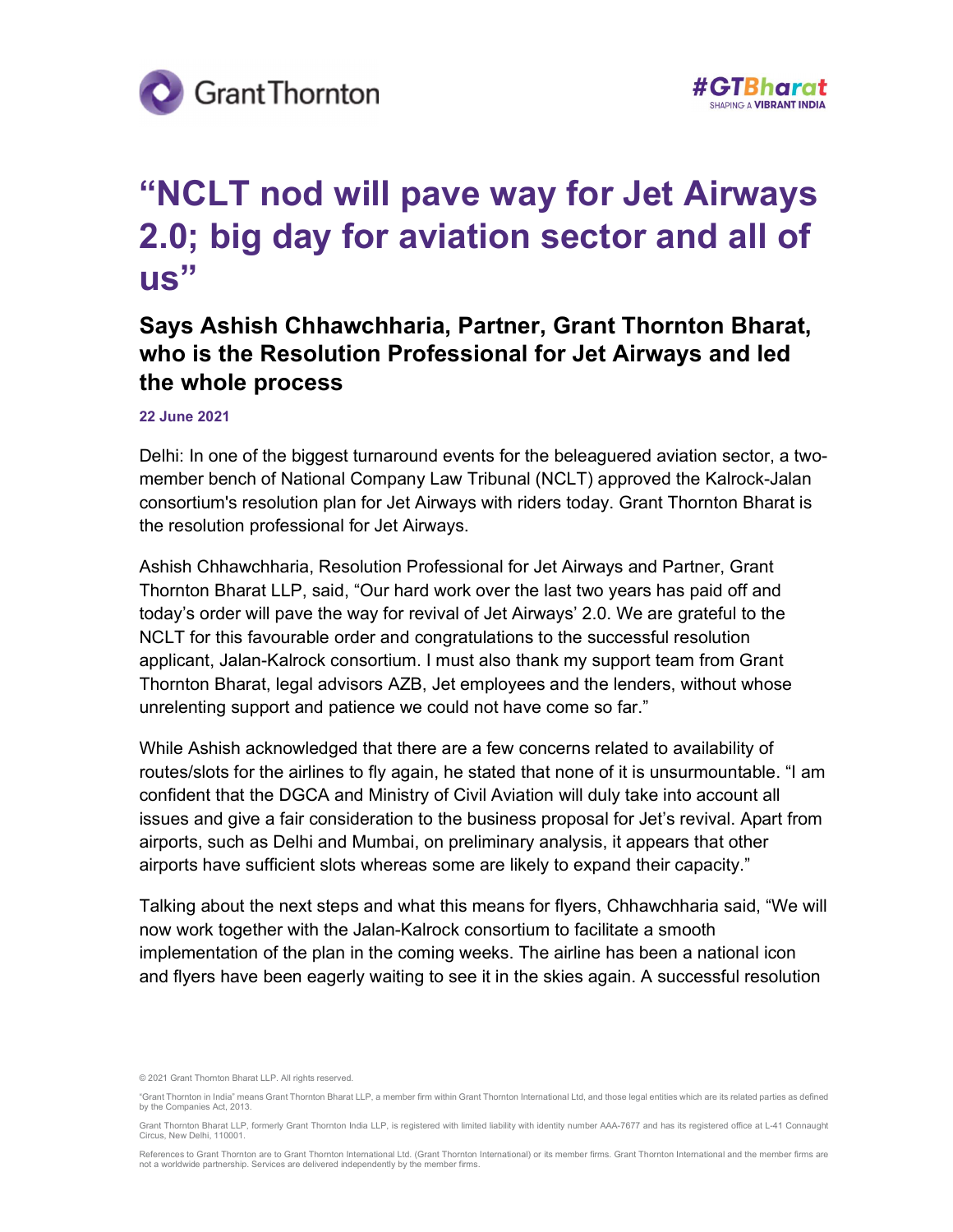# "NCLT nod will pave way for Jet Airways 2.0; big day for aviation sector and all of us"

## Says Ashish Chhawchharia, Partner, Grant Thornton Bharat, who is the Resolution Professional for Jet Airways and led the whole process

**22 June 2021**

Delhi: In one of the biggest turnaround events for the beleaguered aviation sector, a two-member bench of National Company Law Tribunal (NCLT) approved the Kalrock-Jalan consortium's resolution plan for Jet Airways with riders today. Grant Thornton Bharat is the resolution professional for Jet Airways.

Ashish Chhawchharia, Resolution Professional for Jet Airways and Partner, Grant Thornton Bharat LLP, said, "Our hard work over the last two years has paid off and today's order will pave the way for revival of Jet Airways' 2.0. We are grateful to the NCLT for this favourable order and congratulations to the successful resolution applicant, Jalan-Kalrock consortium. I must also thank my support team from Grant Thornton Bharat, legal advisors AZB, Jet employees and the lenders, without whose unrelenting support and patience we could not have come so far."

While Ashish acknowledged that there are a few concerns related to availability of routes/slots for the airlines to fly again, he stated that none of it is unsurmountable. "I am confident that the DGCA and Ministry of Civil Aviation will duly take into account all issues and give a fair consideration to the business proposal for Jet's revival. Apart from airports, such as Delhi and Mumbai, on preliminary analysis, it appears that other airports have sufficient slots whereas some are likely to expand their capacity."

Talking about the next steps and what this means for flyers, Chhawchharia said, "We will now work together with the Jalan-Kalrock consortium to facilitate a smooth implementation of the plan in the coming weeks. The airline has been a national icon and flyers have been eagerly waiting to see it in the skies again. A successful resolution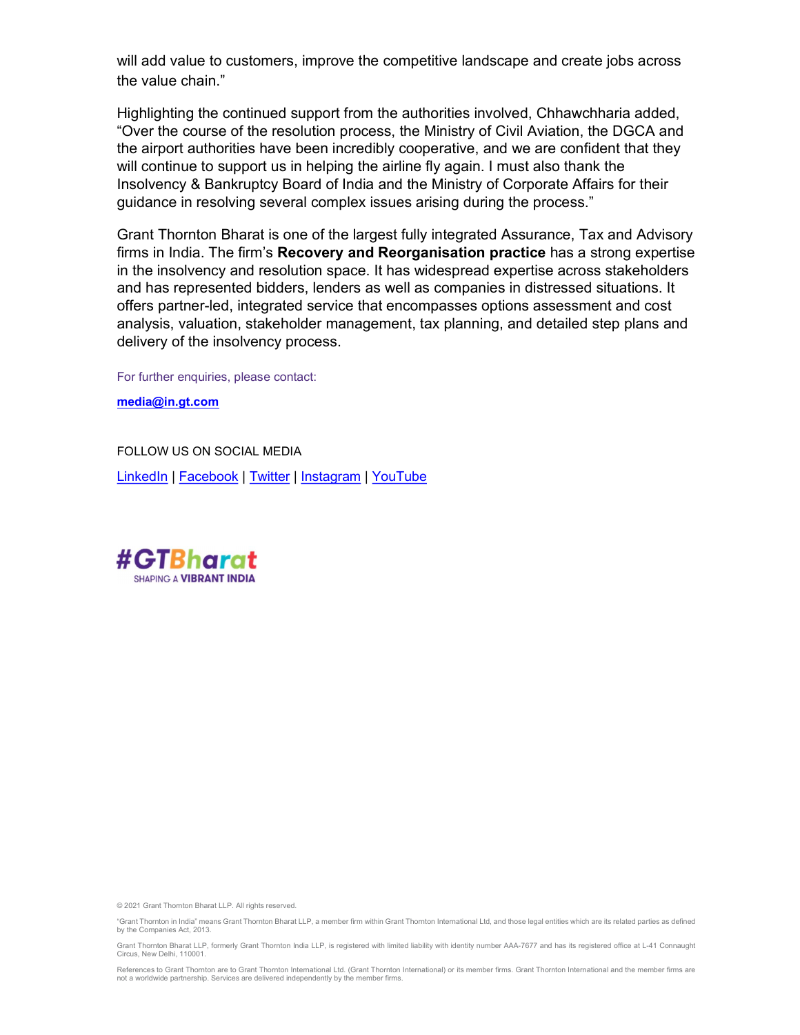will add value to customers, improve the competitive landscape and create jobs across the value chain."

Highlighting the continued support from the authorities involved, Chhawchharia added, "Over the course of the resolution process, the Ministry of Civil Aviation, the DGCA and the airport authorities have been incredibly cooperative, and we are confident that they will continue to support us in helping the airline fly again. I must also thank the Insolvency & Bankruptcy Board of India and the Ministry of Corporate Affairs for their guidance in resolving several complex issues arising during the process."

Grant Thornton Bharat is one of the largest fully integrated Assurance, Tax and Advisory firms in India. The firm's **Recovery and Reorganisation practice** has a strong expertise in the insolvency and resolution space. It has widespread expertise across stakeholders and has represented bidders, lenders as well as companies in distressed situations. It offers partner-led, integrated service that encompasses options assessment and cost analysis, valuation, stakeholder management, tax planning, and detailed step plans and delivery of the insolvency process.

For further enquiries, please contact:

**media@in.gt.com**

FOLLOW US ON SOCIAL MEDIA

LinkedIn | Facebook | Twitter | Instagram | YouTube

#GTBharat
SHAPING A VIBRANT INDIA

© 2021 Grant Thornton Bharat LLP. All rights reserved.

"Grant Thornton in India" means Grant Thornton Bharat LLP, a member firm within Grant Thornton International Ltd, and those legal entities which are its related parties as defined by the Companies Act, 2013.

Grant Thornton Bharat LLP, formerly Grant Thornton India LLP, is registered with limited liability with identity number AAA-7677 and has its registered office at L-41 Connaught Circus, New Delhi, 110001.

References to Grant Thornton are to Grant Thornton International Ltd. (Grant Thornton International) or its member firms. Grant Thornton International and the member firms are not a worldwide partnership. Services are delivered independently by the member firms.